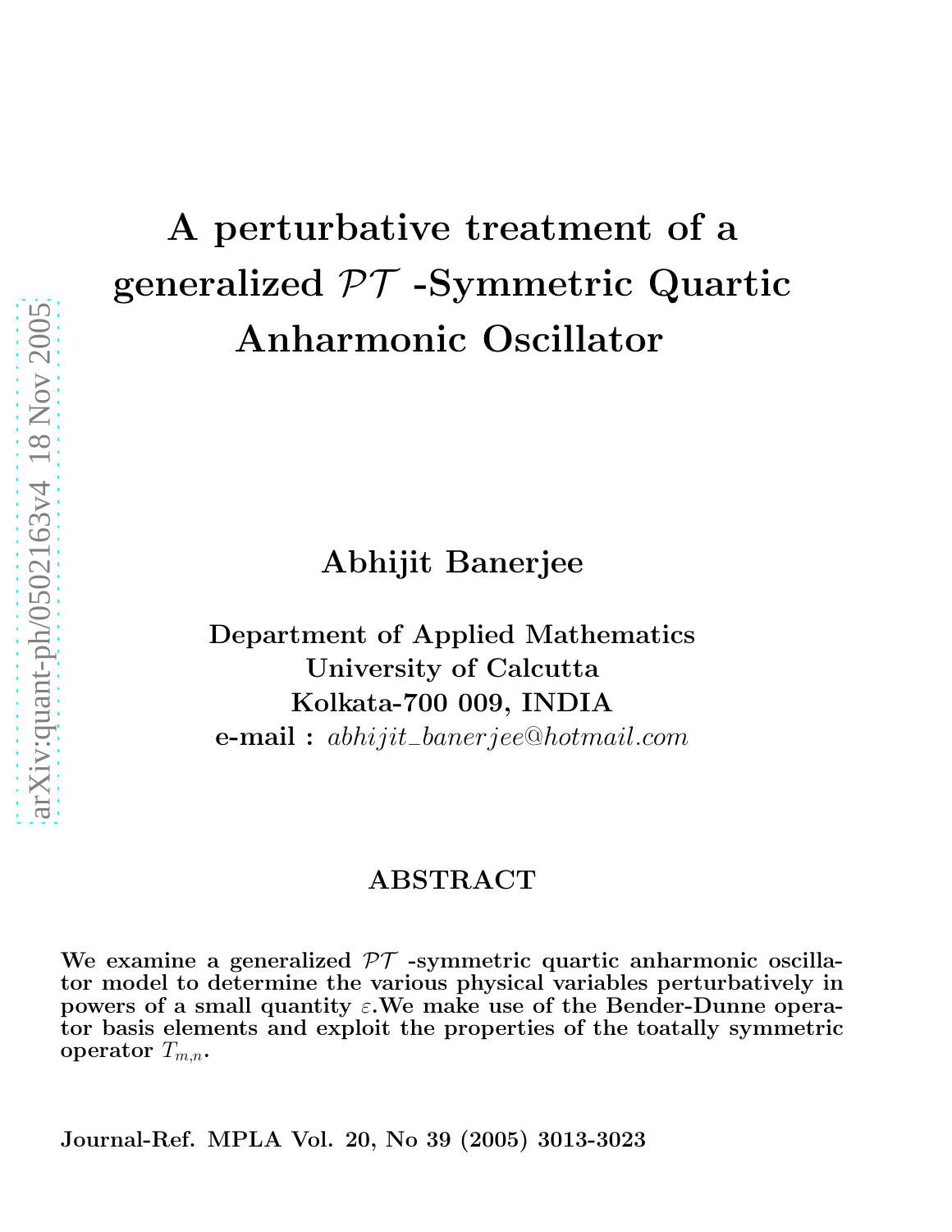# A perturbative treatment of a generalized $\mathcal{PT}$ -Symmetric Quartic Anharmonic Oscillator

**Abhijit Banerjee**

**Department of Applied Mathematics**
**University of Calcutta**
**Kolkata-700 009, INDIA**
**e-mail :** *abhijit_banerjee@hotmail.com*

## ABSTRACT

We examine a generalized $\mathcal{PT}$ -symmetric quartic anharmonic oscillator model to determine the various physical variables perturbatively in powers of a small quantity $\varepsilon$.We make use of the Bender-Dunne operator basis elements and exploit the properties of the toatally symmetric operator $T_{m,n}$.

Journal-Ref. MPLA Vol. 20, No 39 (2005) 3013-3023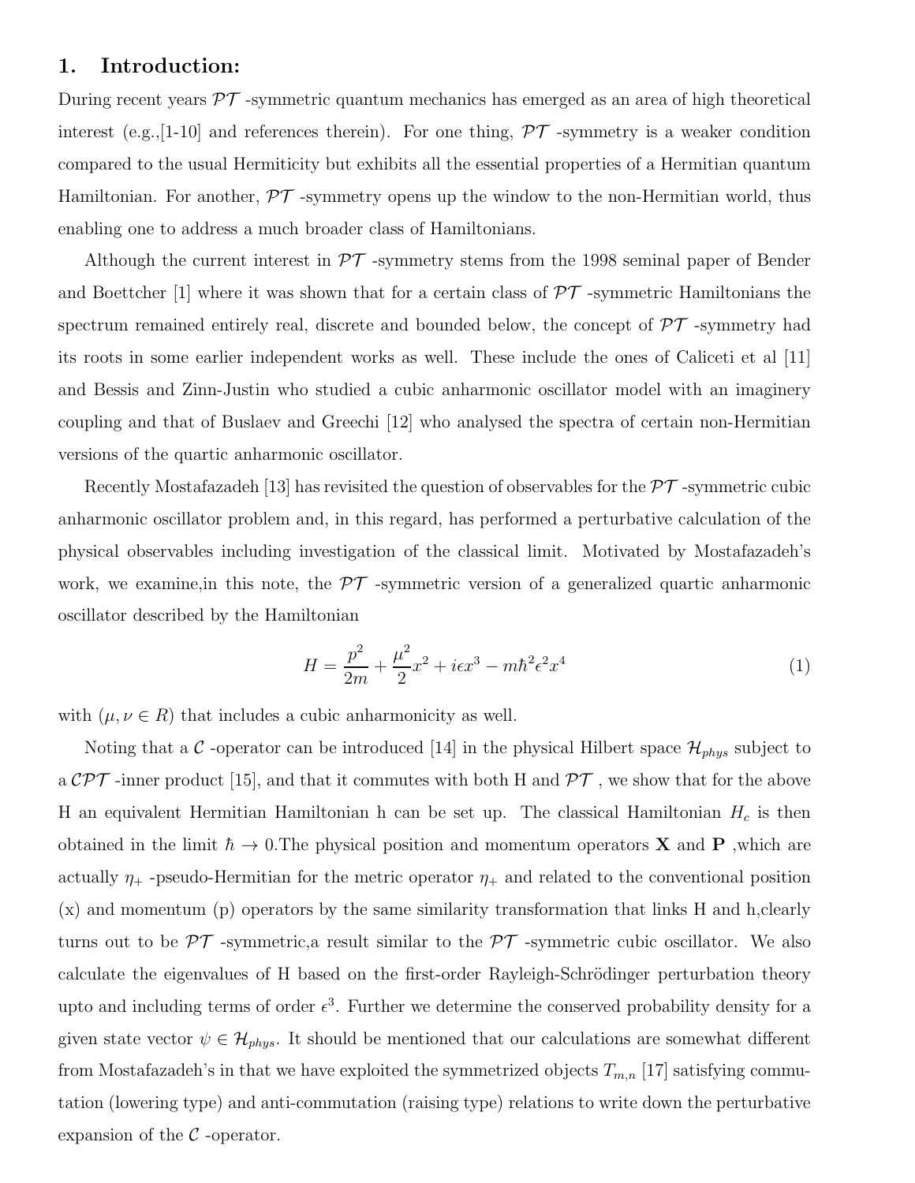## 1. Introduction:

During recent years $\mathcal{PT}$ -symmetric quantum mechanics has emerged as an area of high theoretical interest (e.g.,[1-10] and references therein). For one thing, $\mathcal{PT}$ -symmetry is a weaker condition compared to the usual Hermiticity but exhibits all the essential properties of a Hermitian quantum Hamiltonian. For another, $\mathcal{PT}$ -symmetry opens up the window to the non-Hermitian world, thus enabling one to address a much broader class of Hamiltonians.

Although the current interest in $\mathcal{PT}$ -symmetry stems from the 1998 seminal paper of Bender and Boettcher [1] where it was shown that for a certain class of $\mathcal{PT}$ -symmetric Hamiltonians the spectrum remained entirely real, discrete and bounded below, the concept of $\mathcal{PT}$ -symmetry had its roots in some earlier independent works as well. These include the ones of Caliceti et al [11] and Bessis and Zinn-Justin who studied a cubic anharmonic oscillator model with an imaginery coupling and that of Buslaev and Greechi [12] who analysed the spectra of certain non-Hermitian versions of the quartic anharmonic oscillator.

Recently Mostafazadeh [13] has revisited the question of observables for the $\mathcal{PT}$ -symmetric cubic anharmonic oscillator problem and, in this regard, has performed a perturbative calculation of the physical observables including investigation of the classical limit. Motivated by Mostafazadeh's work, we examine,in this note, the $\mathcal{PT}$ -symmetric version of a generalized quartic anharmonic oscillator described by the Hamiltonian

$$H = \frac{p^2}{2m} + \frac{\mu^2}{2}x^2 + i\epsilon x^3 - m\hbar^2\epsilon^2 x^4 \tag{1}$$

with $(\mu, \nu \in R)$ that includes a cubic anharmonicity as well.

Noting that a $\mathcal{C}$ -operator can be introduced [14] in the physical Hilbert space $\mathcal{H}_{phys}$ subject to a $\mathcal{CPT}$ -inner product [15], and that it commutes with both H and $\mathcal{PT}$ , we show that for the above H an equivalent Hermitian Hamiltonian h can be set up. The classical Hamiltonian $H_c$ is then obtained in the limit $\hbar \to 0$.The physical position and momentum operators $\mathbf{X}$ and $\mathbf{P}$ ,which are actually $\eta_+$ -pseudo-Hermitian for the metric operator $\eta_+$ and related to the conventional position (x) and momentum (p) operators by the same similarity transformation that links H and h,clearly turns out to be $\mathcal{PT}$ -symmetric,a result similar to the $\mathcal{PT}$ -symmetric cubic oscillator. We also calculate the eigenvalues of H based on the first-order Rayleigh-Schrödinger perturbation theory upto and including terms of order $\epsilon^3$. Further we determine the conserved probability density for a given state vector $\psi \in \mathcal{H}_{phys}$. It should be mentioned that our calculations are somewhat different from Mostafazadeh's in that we have exploited the symmetrized objects $T_{m,n}$ [17] satisfying commutation (lowering type) and anti-commutation (raising type) relations to write down the perturbative expansion of the $\mathcal{C}$ -operator.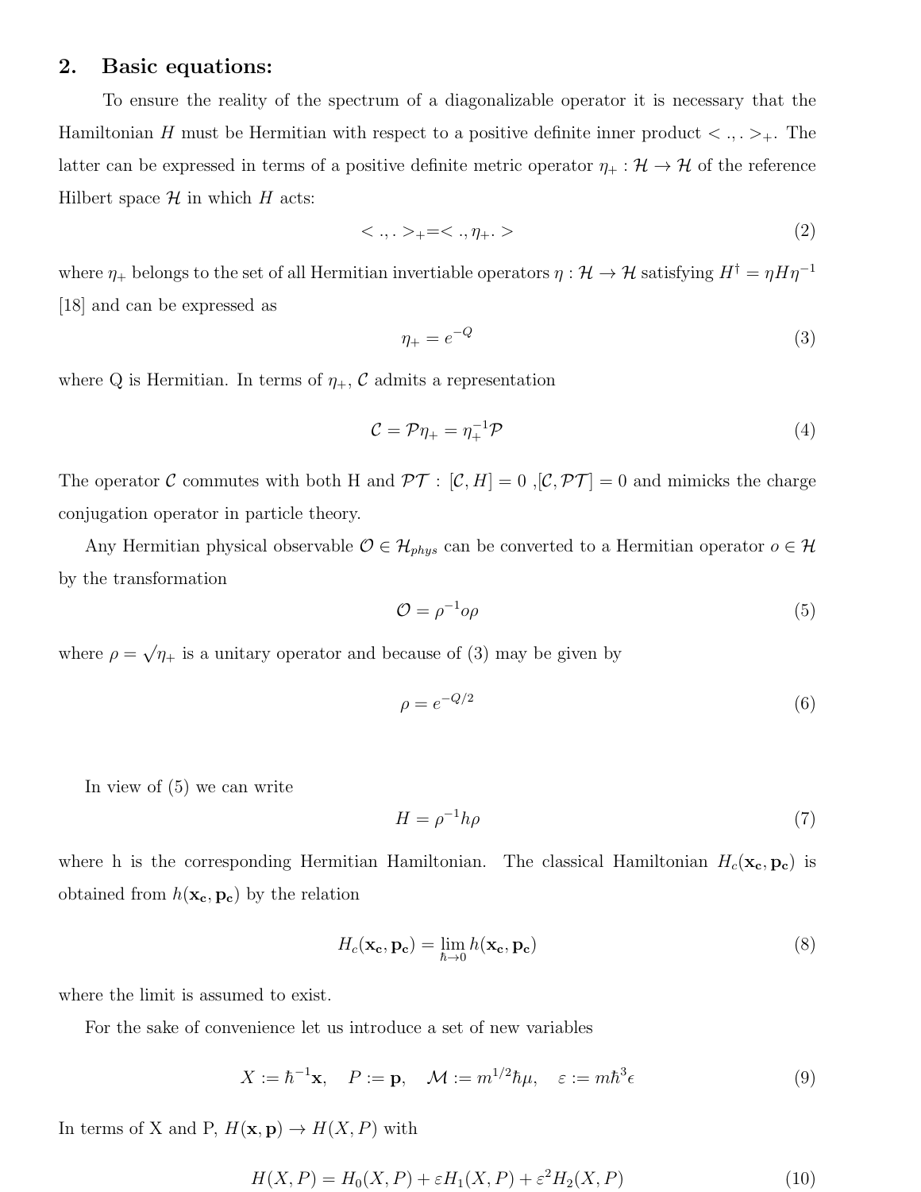## 2. Basic equations:

To ensure the reality of the spectrum of a diagonalizable operator it is necessary that the Hamiltonian $H$ must be Hermitian with respect to a positive definite inner product $<.,.>_+$. The latter can be expressed in terms of a positive definite metric operator $\eta_+ : \mathcal{H} \to \mathcal{H}$ of the reference Hilbert space $\mathcal{H}$ in which $H$ acts:

$$<.,.>_+ = <.,\eta_+.> \tag{2}$$

where $\eta_+$ belongs to the set of all Hermitian invertiable operators $\eta : \mathcal{H} \to \mathcal{H}$ satisfying $H^\dagger = \eta H \eta^{-1}$ [18] and can be expressed as

$$\eta_+ = e^{-Q} \tag{3}$$

where Q is Hermitian. In terms of $\eta_+$, $\mathcal{C}$ admits a representation

$$\mathcal{C} = \mathcal{P}\eta_+ = \eta_+^{-1}\mathcal{P} \tag{4}$$

The operator $\mathcal{C}$ commutes with both H and $\mathcal{PT}$ : $[\mathcal{C}, H] = 0$ ,$[\mathcal{C}, \mathcal{PT}] = 0$ and mimicks the charge conjugation operator in particle theory.

Any Hermitian physical observable $\mathcal{O} \in \mathcal{H}_{phys}$ can be converted to a Hermitian operator $o \in \mathcal{H}$ by the transformation

$$\mathcal{O} = \rho^{-1} o \rho \tag{5}$$

where $\rho = \sqrt{\eta_+}$ is a unitary operator and because of (3) may be given by

$$\rho = e^{-Q/2} \tag{6}$$

In view of (5) we can write

$$H = \rho^{-1} h \rho \tag{7}$$

where h is the corresponding Hermitian Hamiltonian. The classical Hamiltonian $H_c(\mathbf{x_c}, \mathbf{p_c})$ is obtained from $h(\mathbf{x_c}, \mathbf{p_c})$ by the relation

$$H_c(\mathbf{x_c}, \mathbf{p_c}) = \lim_{\hbar \to 0} h(\mathbf{x_c}, \mathbf{p_c}) \tag{8}$$

where the limit is assumed to exist.

For the sake of convenience let us introduce a set of new variables

$$X := \hbar^{-1}\mathbf{x}, \quad P := \mathbf{p}, \quad \mathcal{M} := m^{1/2}\hbar\mu, \quad \varepsilon := m\hbar^3\epsilon \tag{9}$$

In terms of X and P, $H(\mathbf{x}, \mathbf{p}) \to H(X, P)$ with

$$H(X, P) = H_0(X, P) + \varepsilon H_1(X, P) + \varepsilon^2 H_2(X, P) \tag{10}$$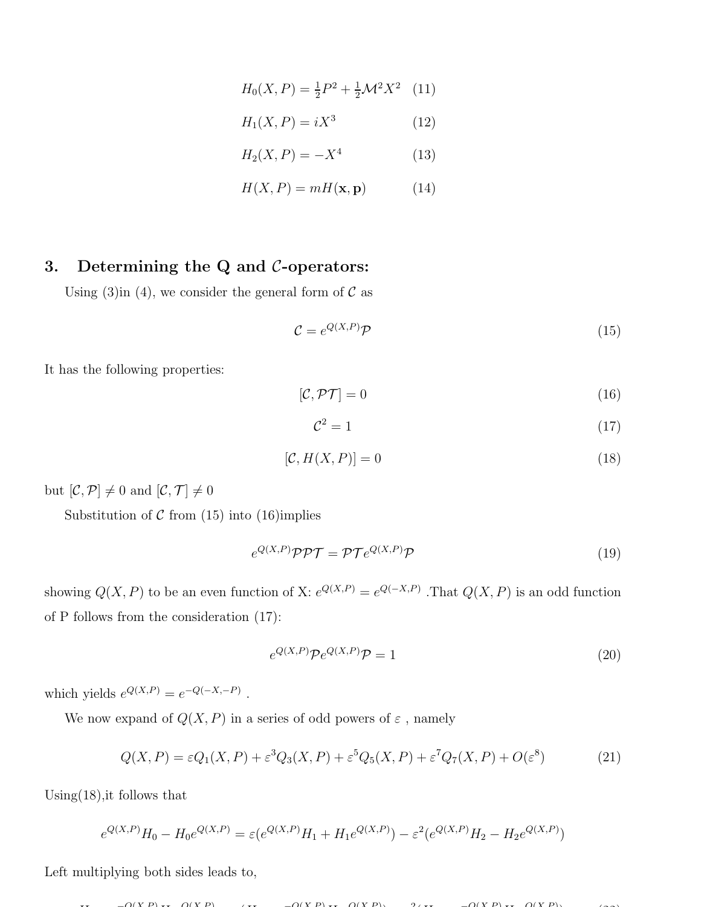$$H_0(X,P) = \tfrac{1}{2}P^2 + \tfrac{1}{2}\mathcal{M}^2X^2 \quad (11)$$

$$H_1(X,P) = iX^3 \quad (12)$$

$$H_2(X,P) = -X^4 \quad (13)$$

$$H(X,P) = mH(\mathbf{x},\mathbf{p}) \quad (14)$$

## 3. Determining the Q and $\mathcal{C}$-operators:

Using (3)in (4), we consider the general form of $\mathcal{C}$ as

$$\mathcal{C} = e^{Q(X,P)}\mathcal{P} \quad (15)$$

It has the following properties:

$$[\mathcal{C}, \mathcal{PT}] = 0 \quad (16)$$

$$\mathcal{C}^2 = 1 \quad (17)$$

$$[\mathcal{C}, H(X,P)] = 0 \quad (18)$$

but $[\mathcal{C}, \mathcal{P}] \neq 0$ and $[\mathcal{C}, \mathcal{T}] \neq 0$

Substitution of $\mathcal{C}$ from (15) into (16)implies

$$e^{Q(X,P)}\mathcal{P}\mathcal{P}\mathcal{T} = \mathcal{P}\mathcal{T}e^{Q(X,P)}\mathcal{P} \quad (19)$$

showing $Q(X,P)$ to be an even function of X: $e^{Q(X,P)} = e^{Q(-X,P)}$ .That $Q(X,P)$ is an odd function of P follows from the consideration (17):

$$e^{Q(X,P)}\mathcal{P}e^{Q(X,P)}\mathcal{P} = 1 \quad (20)$$

which yields $e^{Q(X,P)} = e^{-Q(-X,-P)}$ .

We now expand of $Q(X,P)$ in a series of odd powers of $\varepsilon$ , namely

$$Q(X,P) = \varepsilon Q_1(X,P) + \varepsilon^3 Q_3(X,P) + \varepsilon^5 Q_5(X,P) + \varepsilon^7 Q_7(X,P) + O(\varepsilon^8) \quad (21)$$

Using(18),it follows that

$$e^{Q(X,P)}H_0 - H_0e^{Q(X,P)} = \varepsilon(e^{Q(X,P)}H_1 + H_1e^{Q(X,P)}) - \varepsilon^2(e^{Q(X,P)}H_2 - H_2e^{Q(X,P)})$$

Left multiplying both sides leads to,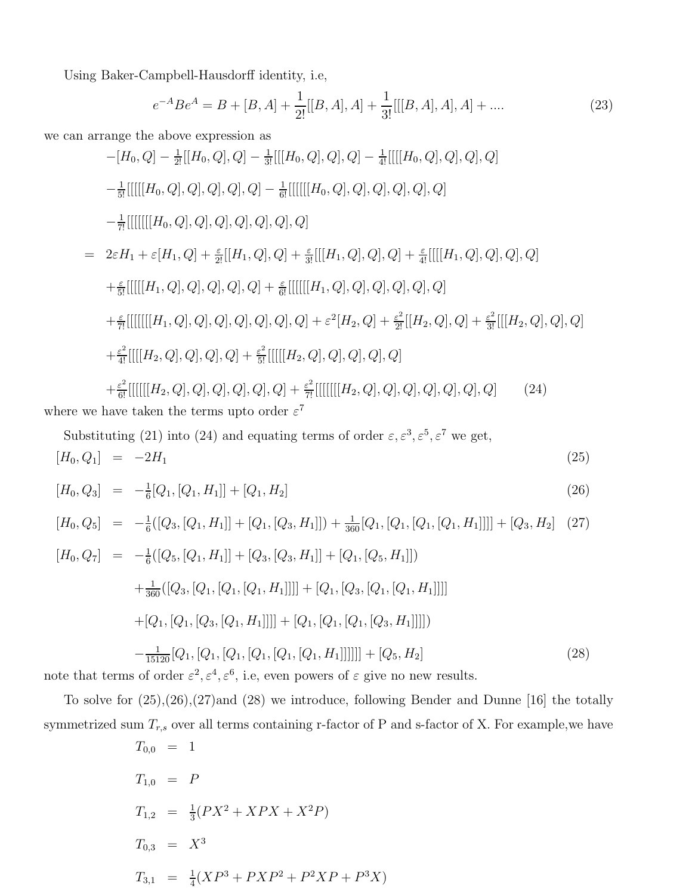Using Baker-Campbell-Hausdorff identity, i.e,

$$e^{-A}Be^{A} = B + [B,A] + \frac{1}{2!}[[B,A],A] + \frac{1}{3!}[[[B,A],A],A] + .... \tag{23}$$

we can arrange the above expression as

$$\begin{aligned}
& -[H_0,Q] - \tfrac{1}{2!}[[H_0,Q],Q] - \tfrac{1}{3!}[[[H_0,Q],Q],Q] - \tfrac{1}{4!}[[[[H_0,Q],Q],Q],Q] \\
& -\tfrac{1}{5!}[[[[[H_0,Q],Q],Q],Q],Q] - \tfrac{1}{6!}[[[[[[H_0,Q],Q],Q],Q],Q],Q] \\
& -\tfrac{1}{7!}[[[[[[[H_0,Q],Q],Q],Q],Q],Q],Q] \\
= \; & 2\varepsilon H_1 + \varepsilon[H_1,Q] + \tfrac{\varepsilon}{2!}[[H_1,Q],Q] + \tfrac{\varepsilon}{3!}[[[H_1,Q],Q],Q] + \tfrac{\varepsilon}{4!}[[[[H_1,Q],Q],Q],Q] \\
& + \tfrac{\varepsilon}{5!}[[[[[H_1,Q],Q],Q],Q],Q] + \tfrac{\varepsilon}{6!}[[[[[[H_1,Q],Q],Q],Q],Q],Q] \\
& + \tfrac{\varepsilon}{7!}[[[[[[[H_1,Q],Q],Q],Q],Q],Q],Q] + \varepsilon^2[H_2,Q] + \tfrac{\varepsilon^2}{2!}[[H_2,Q],Q] + \tfrac{\varepsilon^2}{3!}[[[H_2,Q],Q],Q] \\
& + \tfrac{\varepsilon^2}{4!}[[[[H_2,Q],Q],Q],Q] + \tfrac{\varepsilon^2}{5!}[[[[[H_2,Q],Q],Q],Q],Q] \\
& + \tfrac{\varepsilon^2}{6!}[[[[[[H_2,Q],Q],Q],Q],Q],Q] + \tfrac{\varepsilon^2}{7!}[[[[[[[H_2,Q],Q],Q],Q],Q],Q],Q]
\end{aligned} \tag{24}$$

where we have taken the terms upto order $\varepsilon^7$

Substituting (21) into (24) and equating terms of order $\varepsilon, \varepsilon^3, \varepsilon^5, \varepsilon^7$ we get,

$$[H_0,Q_1] = -2H_1 \tag{25}$$

$$[H_0,Q_3] = -\tfrac{1}{6}[Q_1,[Q_1,H_1]] + [Q_1,H_2] \tag{26}$$

$$[H_0,Q_5] = -\tfrac{1}{6}([Q_3,[Q_1,H_1]] + [Q_1,[Q_3,H_1]]) + \tfrac{1}{360}[Q_1,[Q_1,[Q_1,[Q_1,H_1]]]] + [Q_3,H_2] \tag{27}$$

$$\begin{aligned}
[H_0,Q_7] = \; & -\tfrac{1}{6}([Q_5,[Q_1,H_1]] + [Q_3,[Q_3,H_1]] + [Q_1,[Q_5,H_1]]) \\
& + \tfrac{1}{360}([Q_3,[Q_1,[Q_1,[Q_1,H_1]]]] + [Q_1,[Q_3,[Q_1,[Q_1,H_1]]]] \\
& + [Q_1,[Q_1,[Q_3,[Q_1,H_1]]]] + [Q_1,[Q_1,[Q_1,[Q_3,H_1]]]]) \\
& - \tfrac{1}{15120}[Q_1,[Q_1,[Q_1,[Q_1,[Q_1,[Q_1,H_1]]]]]] + [Q_5,H_2]
\end{aligned} \tag{28}$$

note that terms of order $\varepsilon^2, \varepsilon^4, \varepsilon^6$, i.e, even powers of $\varepsilon$ give no new results.

To solve for (25),(26),(27)and (28) we introduce, following Bender and Dunne [16] the totally symmetrized sum $T_{r,s}$ over all terms containing r-factor of P and s-factor of X. For example,we have

$$\begin{aligned}
T_{0,0} &= 1 \\
T_{1,0} &= P \\
T_{1,2} &= \tfrac{1}{3}(PX^2 + XPX + X^2P) \\
T_{0,3} &= X^3 \\
T_{3,1} &= \tfrac{1}{4}(XP^3 + PXP^2 + P^2XP + P^3X)
\end{aligned}$$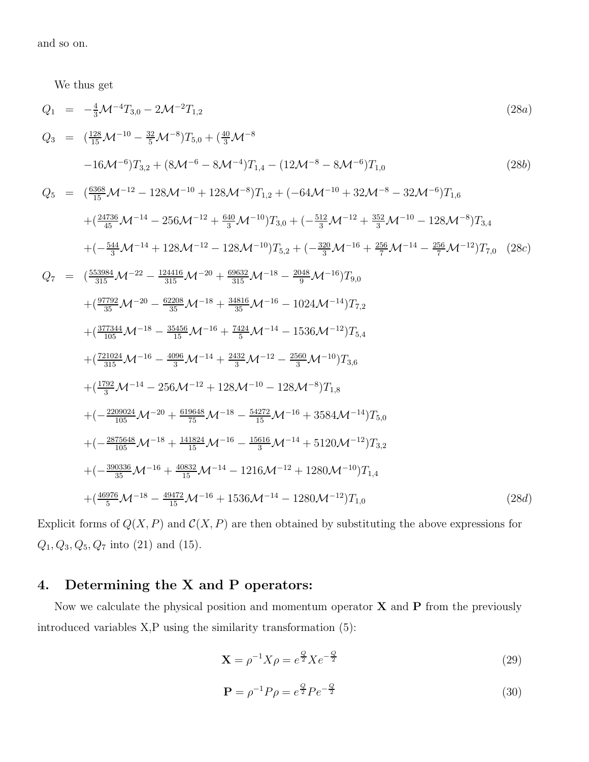and so on.

We thus get

$$
\begin{aligned}
Q_1 &= -\tfrac{4}{3}\mathcal{M}^{-4}T_{3,0} - 2\mathcal{M}^{-2}T_{1,2} && (28a) \\
Q_3 &= (\tfrac{128}{15}\mathcal{M}^{-10} - \tfrac{32}{5}\mathcal{M}^{-8})T_{5,0} + (\tfrac{40}{3}\mathcal{M}^{-8} \\
&\quad -16\mathcal{M}^{-6})T_{3,2} + (8\mathcal{M}^{-6} - 8\mathcal{M}^{-4})T_{1,4} - (12\mathcal{M}^{-8} - 8\mathcal{M}^{-6})T_{1,0} && (28b) \\
Q_5 &= (\tfrac{6368}{15}\mathcal{M}^{-12} - 128\mathcal{M}^{-10} + 128\mathcal{M}^{-8})T_{1,2} + (-64\mathcal{M}^{-10} + 32\mathcal{M}^{-8} - 32\mathcal{M}^{-6})T_{1,6} \\
&\quad + (\tfrac{24736}{45}\mathcal{M}^{-14} - 256\mathcal{M}^{-12} + \tfrac{640}{3}\mathcal{M}^{-10})T_{3,0} + (-\tfrac{512}{3}\mathcal{M}^{-12} + \tfrac{352}{3}\mathcal{M}^{-10} - 128\mathcal{M}^{-8})T_{3,4} \\
&\quad + (-\tfrac{544}{3}\mathcal{M}^{-14} + 128\mathcal{M}^{-12} - 128\mathcal{M}^{-10})T_{5,2} + (-\tfrac{320}{3}\mathcal{M}^{-16} + \tfrac{256}{7}\mathcal{M}^{-14} - \tfrac{256}{7}\mathcal{M}^{-12})T_{7,0} && (28c) \\
Q_7 &= (\tfrac{553984}{315}\mathcal{M}^{-22} - \tfrac{124416}{315}\mathcal{M}^{-20} + \tfrac{69632}{315}\mathcal{M}^{-18} - \tfrac{2048}{9}\mathcal{M}^{-16})T_{9,0} \\
&\quad + (\tfrac{97792}{35}\mathcal{M}^{-20} - \tfrac{62208}{35}\mathcal{M}^{-18} + \tfrac{34816}{35}\mathcal{M}^{-16} - 1024\mathcal{M}^{-14})T_{7,2} \\
&\quad + (\tfrac{377344}{105}\mathcal{M}^{-18} - \tfrac{35456}{15}\mathcal{M}^{-16} + \tfrac{7424}{5}\mathcal{M}^{-14} - 1536\mathcal{M}^{-12})T_{5,4} \\
&\quad + (\tfrac{721024}{315}\mathcal{M}^{-16} - \tfrac{4096}{3}\mathcal{M}^{-14} + \tfrac{2432}{3}\mathcal{M}^{-12} - \tfrac{2560}{3}\mathcal{M}^{-10})T_{3,6} \\
&\quad + (\tfrac{1792}{3}\mathcal{M}^{-14} - 256\mathcal{M}^{-12} + 128\mathcal{M}^{-10} - 128\mathcal{M}^{-8})T_{1,8} \\
&\quad + (-\tfrac{2209024}{105}\mathcal{M}^{-20} + \tfrac{619648}{75}\mathcal{M}^{-18} - \tfrac{54272}{15}\mathcal{M}^{-16} + 3584\mathcal{M}^{-14})T_{5,0} \\
&\quad + (-\tfrac{2875648}{105}\mathcal{M}^{-18} + \tfrac{141824}{15}\mathcal{M}^{-16} - \tfrac{15616}{3}\mathcal{M}^{-14} + 5120\mathcal{M}^{-12})T_{3,2} \\
&\quad + (-\tfrac{390336}{35}\mathcal{M}^{-16} + \tfrac{40832}{15}\mathcal{M}^{-14} - 1216\mathcal{M}^{-12} + 1280\mathcal{M}^{-10})T_{1,4} \\
&\quad + (\tfrac{46976}{5}\mathcal{M}^{-18} - \tfrac{49472}{15}\mathcal{M}^{-16} + 1536\mathcal{M}^{-14} - 1280\mathcal{M}^{-12})T_{1,0} && (28d)
\end{aligned}
$$

Explicit forms of $Q(X,P)$ and $\mathcal{C}(X,P)$ are then obtained by substituting the above expressions for $Q_1, Q_3, Q_5, Q_7$ into (21) and (15).

## 4. Determining the X and P operators:

Now we calculate the physical position and momentum operator $\mathbf{X}$ and $\mathbf{P}$ from the previously introduced variables X,P using the similarity transformation (5):

$$\mathbf{X} = \rho^{-1}X\rho = e^{\frac{Q}{2}}Xe^{-\frac{Q}{2}} \tag{29}$$

$$\mathbf{P} = \rho^{-1}P\rho = e^{\frac{Q}{2}}Pe^{-\frac{Q}{2}} \tag{30}$$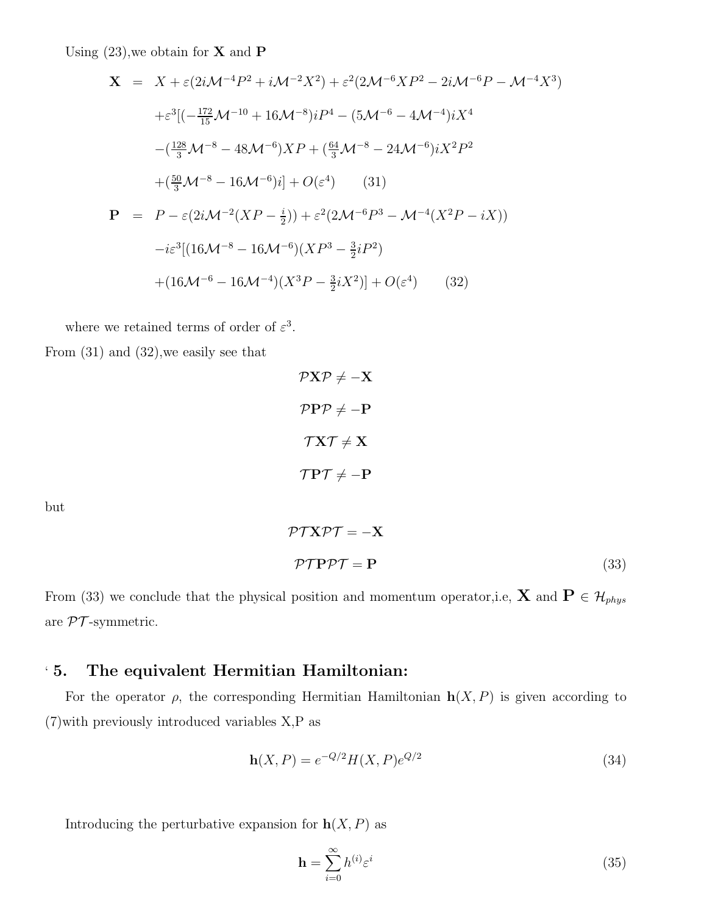Using (23),we obtain for $\mathbf{X}$ and $\mathbf{P}$

$$
\begin{aligned}
\mathbf{X} &= X + \varepsilon(2i\mathcal{M}^{-4}P^2 + i\mathcal{M}^{-2}X^2) + \varepsilon^2(2\mathcal{M}^{-6}XP^2 - 2i\mathcal{M}^{-6}P - \mathcal{M}^{-4}X^3) \\
&+ \varepsilon^3[(-\tfrac{172}{15}\mathcal{M}^{-10} + 16\mathcal{M}^{-8})iP^4 - (5\mathcal{M}^{-6} - 4\mathcal{M}^{-4})iX^4 \\
&- (\tfrac{128}{3}\mathcal{M}^{-8} - 48\mathcal{M}^{-6})XP + (\tfrac{64}{3}\mathcal{M}^{-8} - 24\mathcal{M}^{-6})iX^2P^2 \\
&+ (\tfrac{50}{3}\mathcal{M}^{-8} - 16\mathcal{M}^{-6})i] + O(\varepsilon^4) \qquad (31) \\
\mathbf{P} &= P - \varepsilon(2i\mathcal{M}^{-2}(XP - \tfrac{i}{2})) + \varepsilon^2(2\mathcal{M}^{-6}P^3 - \mathcal{M}^{-4}(X^2P - iX)) \\
&- i\varepsilon^3[(16\mathcal{M}^{-8} - 16\mathcal{M}^{-6})(XP^3 - \tfrac{3}{2}iP^2) \\
&+ (16\mathcal{M}^{-6} - 16\mathcal{M}^{-4})(X^3P - \tfrac{3}{2}iX^2)] + O(\varepsilon^4) \qquad (32)
\end{aligned}
$$

where we retained terms of order of $\varepsilon^3$.

From (31) and (32),we easily see that

$$
\begin{aligned}
\mathcal{P}\mathbf{X}\mathcal{P} &\neq -\mathbf{X} \\
\mathcal{P}\mathbf{P}\mathcal{P} &\neq -\mathbf{P} \\
\mathcal{T}\mathbf{X}\mathcal{T} &\neq \mathbf{X} \\
\mathcal{T}\mathbf{P}\mathcal{T} &\neq -\mathbf{P}
\end{aligned}
$$

but

$$
\begin{aligned}
\mathcal{PT}\mathbf{X}\mathcal{PT} &= -\mathbf{X} \\
\mathcal{PT}\mathbf{P}\mathcal{PT} &= \mathbf{P}
\end{aligned} \tag{33}
$$

From (33) we conclude that the physical position and momentum operator,i.e, $\mathbf{X}$ and $\mathbf{P} \in \mathcal{H}_{phys}$ are $\mathcal{PT}$-symmetric.

## 5. The equivalent Hermitian Hamiltonian:

For the operator $\rho$, the corresponding Hermitian Hamiltonian $\mathbf{h}(X,P)$ is given according to (7)with previously introduced variables X,P as

$$
\mathbf{h}(X,P) = e^{-Q/2}H(X,P)e^{Q/2} \tag{34}
$$

Introducing the perturbative expansion for $\mathbf{h}(X,P)$ as

$$
\mathbf{h} = \sum_{i=0}^{\infty} h^{(i)}\varepsilon^i \tag{35}
$$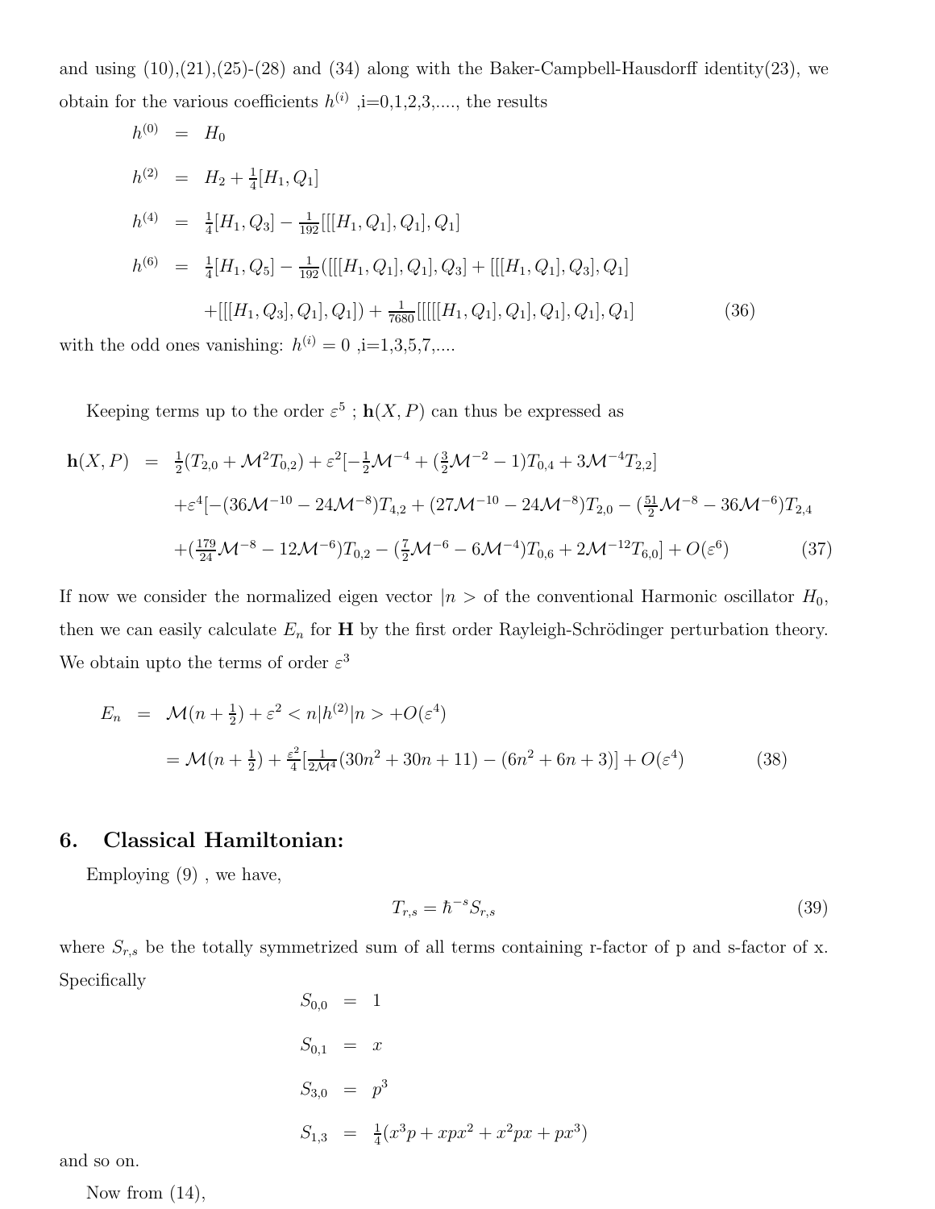and using (10),(21),(25)-(28) and (34) along with the Baker-Campbell-Hausdorff identity(23), we obtain for the various coefficients $h^{(i)}$ ,i=0,1,2,3,...., the results

$$
\begin{aligned}
h^{(0)} &= H_0 \\
h^{(2)} &= H_2 + \tfrac{1}{4}[H_1, Q_1] \\
h^{(4)} &= \tfrac{1}{4}[H_1, Q_3] - \tfrac{1}{192}[[[H_1, Q_1], Q_1], Q_1] \\
h^{(6)} &= \tfrac{1}{4}[H_1, Q_5] - \tfrac{1}{192}([[[H_1, Q_1], Q_1], Q_3] + [[[H_1, Q_1], Q_3], Q_1] \\
&\quad + [[[H_1, Q_3], Q_1], Q_1]) + \tfrac{1}{7680}[[[[[H_1, Q_1], Q_1], Q_1], Q_1], Q_1]
\end{aligned} \tag{36}
$$

with the odd ones vanishing: $h^{(i)} = 0$ ,i=1,3,5,7,....

Keeping terms up to the order $\varepsilon^5$ ; $\mathbf{h}(X, P)$ can thus be expressed as

$$
\begin{aligned}
\mathbf{h}(X, P) &= \tfrac{1}{2}(T_{2,0} + \mathcal{M}^2 T_{0,2}) + \varepsilon^2[-\tfrac{1}{2}\mathcal{M}^{-4} + (\tfrac{3}{2}\mathcal{M}^{-2} - 1)T_{0,4} + 3\mathcal{M}^{-4}T_{2,2}] \\
&\quad + \varepsilon^4[-(36\mathcal{M}^{-10} - 24\mathcal{M}^{-8})T_{4,2} + (27\mathcal{M}^{-10} - 24\mathcal{M}^{-8})T_{2,0} - (\tfrac{51}{2}\mathcal{M}^{-8} - 36\mathcal{M}^{-6})T_{2,4} \\
&\quad + (\tfrac{179}{24}\mathcal{M}^{-8} - 12\mathcal{M}^{-6})T_{0,2} - (\tfrac{7}{2}\mathcal{M}^{-6} - 6\mathcal{M}^{-4})T_{0,6} + 2\mathcal{M}^{-12}T_{6,0}] + O(\varepsilon^6)
\end{aligned} \tag{37}
$$

If now we consider the normalized eigen vector $|n>$ of the conventional Harmonic oscillator $H_0$, then we can easily calculate $E_n$ for $\mathbf{H}$ by the first order Rayleigh-Schrödinger perturbation theory. We obtain upto the terms of order $\varepsilon^3$

$$
\begin{aligned}
E_n &= \mathcal{M}(n + \tfrac{1}{2}) + \varepsilon^2 < n|h^{(2)}|n > + O(\varepsilon^4) \\
&= \mathcal{M}(n + \tfrac{1}{2}) + \tfrac{\varepsilon^2}{4}[\tfrac{1}{2\mathcal{M}^4}(30n^2 + 30n + 11) - (6n^2 + 6n + 3)] + O(\varepsilon^4)
\end{aligned} \tag{38}
$$

## 6. Classical Hamiltonian:

Employing (9) , we have,

$$
T_{r,s} = \hbar^{-s} S_{r,s} \tag{39}
$$

where $S_{r,s}$ be the totally symmetrized sum of all terms containing r-factor of p and s-factor of x. Specifically

$$
\begin{aligned}
S_{0,0} &= 1 \\
S_{0,1} &= x \\
S_{3,0} &= p^3 \\
S_{1,3} &= \tfrac{1}{4}(x^3 p + x p x^2 + x^2 p x + p x^3)
\end{aligned}
$$

and so on.

Now from (14),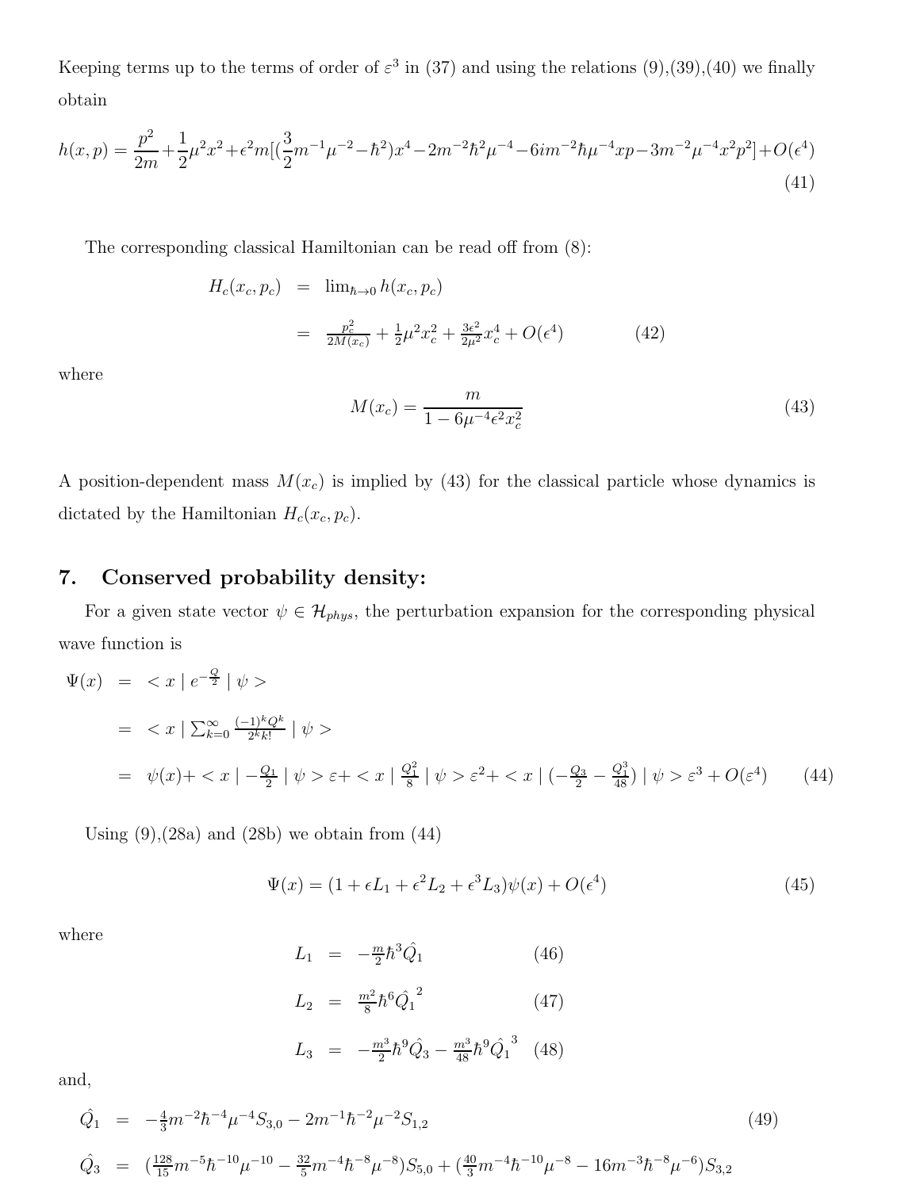Keeping terms up to the terms of order of $\varepsilon^3$ in (37) and using the relations (9),(39),(40) we finally obtain

$$h(x,p) = \frac{p^2}{2m} + \frac{1}{2}\mu^2 x^2 + \epsilon^2 m[(\frac{3}{2}m^{-1}\mu^{-2} - \hbar^2)x^4 - 2m^{-2}\hbar^2\mu^{-4} - 6im^{-2}\hbar\mu^{-4}xp - 3m^{-2}\mu^{-4}x^2p^2] + O(\epsilon^4) \tag{41}$$

The corresponding classical Hamiltonian can be read off from (8):

$$\begin{aligned} H_c(x_c, p_c) &= \lim_{\hbar\to 0} h(x_c, p_c) \\ &= \frac{p_c^2}{2M(x_c)} + \frac{1}{2}\mu^2 x_c^2 + \frac{3\epsilon^2}{2\mu^2}x_c^4 + O(\epsilon^4) \end{aligned} \tag{42}$$

where

$$M(x_c) = \frac{m}{1 - 6\mu^{-4}\epsilon^2 x_c^2} \tag{43}$$

A position-dependent mass $M(x_c)$ is implied by (43) for the classical particle whose dynamics is dictated by the Hamiltonian $H_c(x_c, p_c)$.

## 7. Conserved probability density:

For a given state vector $\psi \in \mathcal{H}_{phys}$, the perturbation expansion for the corresponding physical wave function is

$$\begin{aligned} \Psi(x) &= < x \mid e^{-\frac{Q}{2}} \mid \psi > \\ &= < x \mid \sum_{k=0}^{\infty} \frac{(-1)^k Q^k}{2^k k!} \mid \psi > \\ &= \psi(x) + < x \mid -\frac{Q_1}{2} \mid \psi > \varepsilon + < x \mid \frac{Q_1^2}{8} \mid \psi > \varepsilon^2 + < x \mid (-\frac{Q_3}{2} - \frac{Q_1^3}{48}) \mid \psi > \varepsilon^3 + O(\varepsilon^4) \end{aligned} \tag{44}$$

Using (9),(28a) and (28b) we obtain from (44)

$$\Psi(x) = (1 + \epsilon L_1 + \epsilon^2 L_2 + \epsilon^3 L_3)\psi(x) + O(\epsilon^4) \tag{45}$$

where

$$L_1 = -\frac{m}{2}\hbar^3 \hat{Q}_1 \tag{46}$$

$$L_2 = \frac{m^2}{8}\hbar^6 \hat{Q}_1^{\,2} \tag{47}$$

$$L_3 = -\frac{m^3}{2}\hbar^9 \hat{Q}_3 - \frac{m^3}{48}\hbar^9 \hat{Q}_1^{\,3} \tag{48}$$

and,

$$\hat{Q}_1 = -\tfrac{4}{3}m^{-2}\hbar^{-4}\mu^{-4}S_{3,0} - 2m^{-1}\hbar^{-2}\mu^{-2}S_{1,2} \tag{49}$$

$$\hat{Q}_3 = (\tfrac{128}{15}m^{-5}\hbar^{-10}\mu^{-10} - \tfrac{32}{5}m^{-4}\hbar^{-8}\mu^{-8})S_{5,0} + (\tfrac{40}{3}m^{-4}\hbar^{-10}\mu^{-8} - 16m^{-3}\hbar^{-8}\mu^{-6})S_{3,2}$$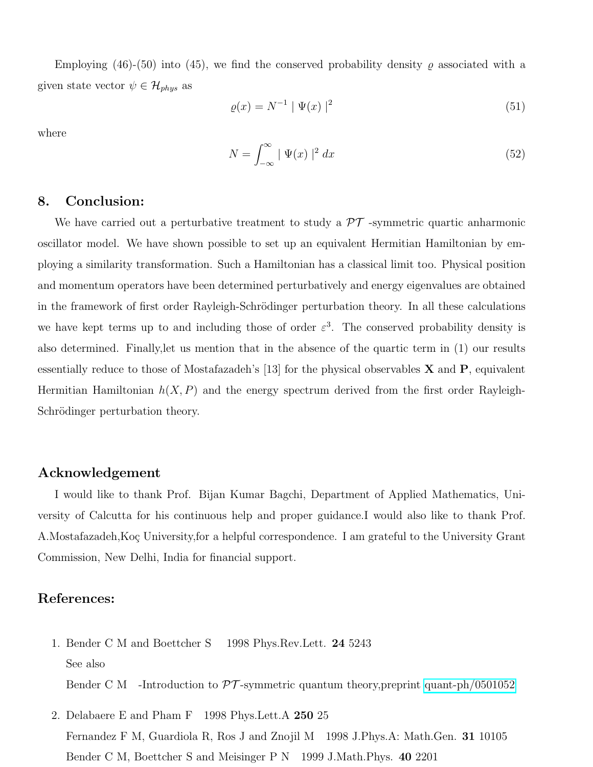Employing (46)-(50) into (45), we find the conserved probability density $\varrho$ associated with a given state vector $\psi \in \mathcal{H}_{phys}$ as

$$\varrho(x) = N^{-1} \mid \Psi(x) \mid^2 \tag{51}$$

where

$$N = \int_{-\infty}^{\infty} \mid \Psi(x) \mid^2 dx \tag{52}$$

## 8. Conclusion:

We have carried out a perturbative treatment to study a $\mathcal{PT}$ -symmetric quartic anharmonic oscillator model. We have shown possible to set up an equivalent Hermitian Hamiltonian by employing a similarity transformation. Such a Hamiltonian has a classical limit too. Physical position and momentum operators have been determined perturbatively and energy eigenvalues are obtained in the framework of first order Rayleigh-Schrödinger perturbation theory. In all these calculations we have kept terms up to and including those of order $\varepsilon^3$. The conserved probability density is also determined. Finally,let us mention that in the absence of the quartic term in (1) our results essentially reduce to those of Mostafazadeh's [13] for the physical observables $\mathbf{X}$ and $\mathbf{P}$, equivalent Hermitian Hamiltonian $h(X, P)$ and the energy spectrum derived from the first order Rayleigh-Schrödinger perturbation theory.

## Acknowledgement

I would like to thank Prof. Bijan Kumar Bagchi, Department of Applied Mathematics, University of Calcutta for his continuous help and proper guidance.I would also like to thank Prof. A.Mostafazadeh,Koç University,for a helpful correspondence. I am grateful to the University Grant Commission, New Delhi, India for financial support.

## References:

1. Bender C M and Boettcher S 1998 Phys.Rev.Lett. **24** 5243
   See also
   Bender C M -Introduction to $\mathcal{PT}$-symmetric quantum theory,preprint quant-ph/0501052
2. Delabaere E and Pham F 1998 Phys.Lett.A **250** 25
   Fernandez F M, Guardiola R, Ros J and Znojil M 1998 J.Phys.A: Math.Gen. **31** 10105
   Bender C M, Boettcher S and Meisinger P N 1999 J.Math.Phys. **40** 2201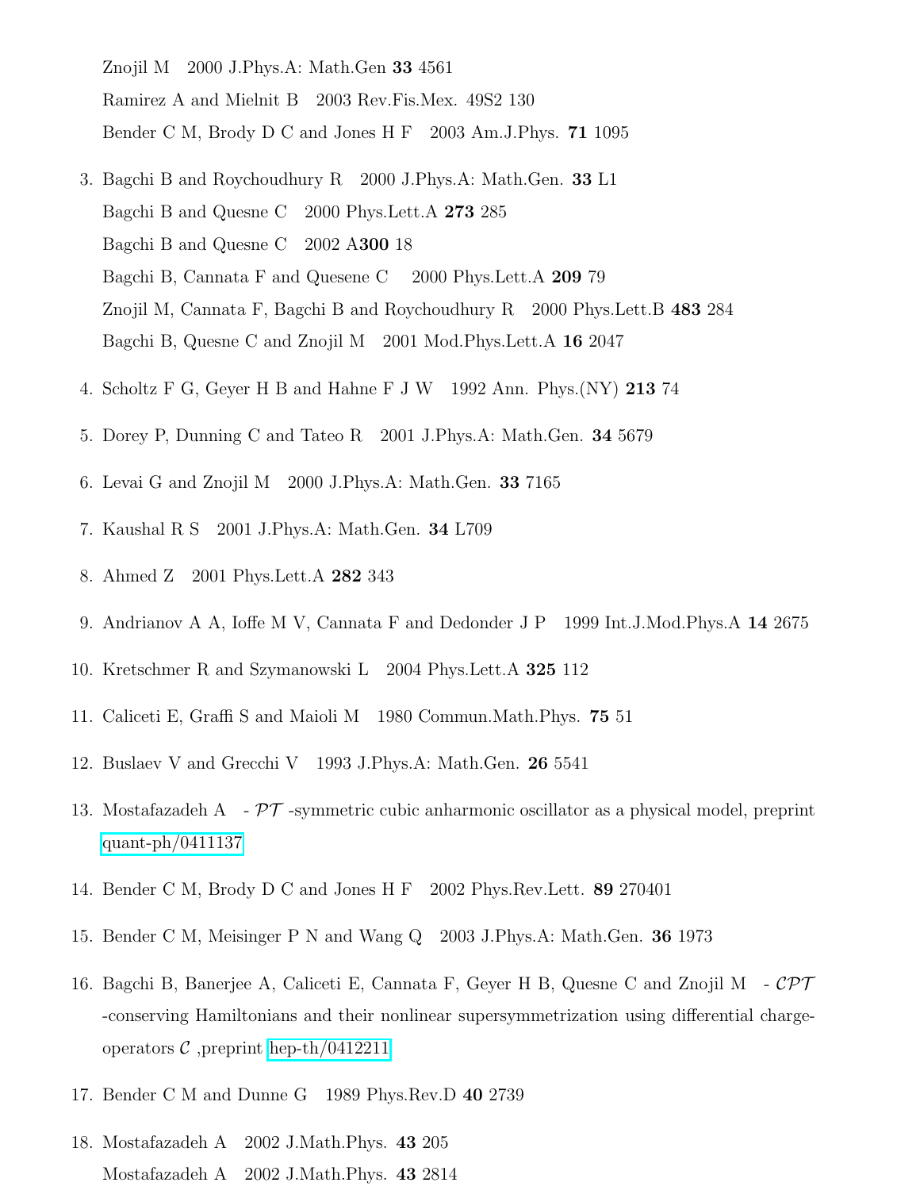Znojil M   2000 J.Phys.A: Math.Gen **33** 4561

Ramirez A and Mielnit B   2003 Rev.Fis.Mex. 49S2 130

Bender C M, Brody D C and Jones H F   2003 Am.J.Phys. **71** 1095

3. Bagchi B and Roychoudhury R   2000 J.Phys.A: Math.Gen. **33** L1

   Bagchi B and Quesne C   2000 Phys.Lett.A **273** 285

   Bagchi B and Quesne C   2002 A**300** 18

   Bagchi B, Cannata F and Quesene C   2000 Phys.Lett.A **209** 79

   Znojil M, Cannata F, Bagchi B and Roychoudhury R   2000 Phys.Lett.B **483** 284

   Bagchi B, Quesne C and Znojil M   2001 Mod.Phys.Lett.A **16** 2047

4. Scholtz F G, Geyer H B and Hahne F J W   1992 Ann. Phys.(NY) **213** 74

5. Dorey P, Dunning C and Tateo R   2001 J.Phys.A: Math.Gen. **34** 5679

6. Levai G and Znojil M   2000 J.Phys.A: Math.Gen. **33** 7165

7. Kaushal R S   2001 J.Phys.A: Math.Gen. **34** L709

8. Ahmed Z   2001 Phys.Lett.A **282** 343

9. Andrianov A A, Ioffe M V, Cannata F and Dedonder J P   1999 Int.J.Mod.Phys.A **14** 2675

10. Kretschmer R and Szymanowski L   2004 Phys.Lett.A **325** 112

11. Caliceti E, Graffi S and Maioli M   1980 Commun.Math.Phys. **75** 51

12. Buslaev V and Grecchi V   1993 J.Phys.A: Math.Gen. **26** 5541

13. Mostafazadeh A   - $\mathcal{PT}$ -symmetric cubic anharmonic oscillator as a physical model, preprint quant-ph/0411137

14. Bender C M, Brody D C and Jones H F   2002 Phys.Rev.Lett. **89** 270401

15. Bender C M, Meisinger P N and Wang Q   2003 J.Phys.A: Math.Gen. **36** 1973

16. Bagchi B, Banerjee A, Caliceti E, Cannata F, Geyer H B, Quesne C and Znojil M   - $\mathcal{CPT}$ -conserving Hamiltonians and their nonlinear supersymmetrization using differential charge-operators $\mathcal{C}$ ,preprint hep-th/0412211

17. Bender C M and Dunne G   1989 Phys.Rev.D **40** 2739

18. Mostafazadeh A   2002 J.Math.Phys. **43** 205

    Mostafazadeh A   2002 J.Math.Phys. **43** 2814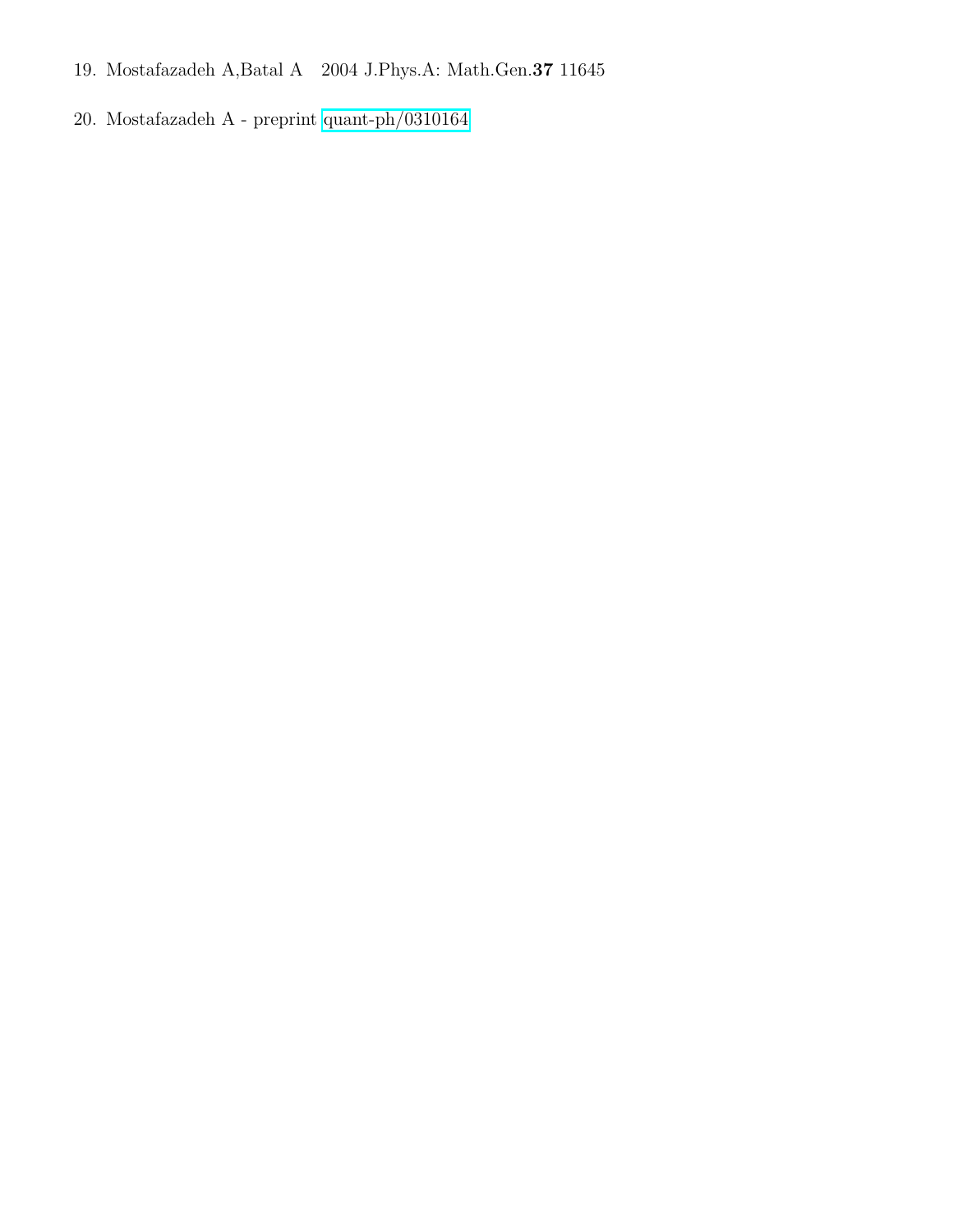19. Mostafazadeh A,Batal A 2004 J.Phys.A: Math.Gen.**37** 11645

20. Mostafazadeh A - preprint quant-ph/0310164